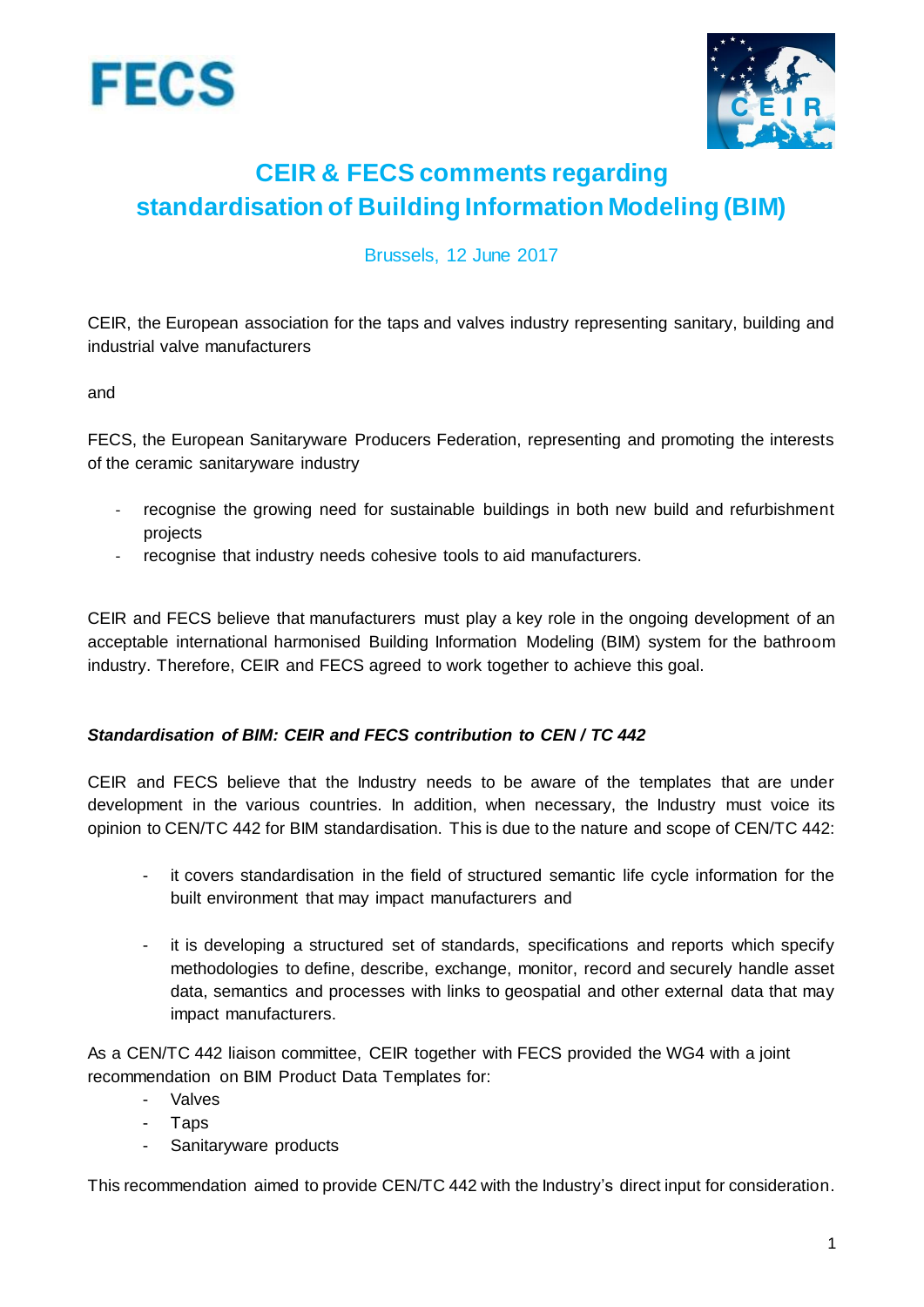# CEIR & FECS comments regarding standardisation of Building Information Modeling (BIM)

Brussels, 12 June 2017

CEIR, the European association for the taps and valves industry representing sanitary, building and industrial valve manufacturers

and

FECS, the European Sanitaryware Producers Federation, representing and promoting the interests of the ceramic sanitaryware industry

- recognise the growing need for sustainable buildings in both new build and refurbishment projects
- recognise that industry needs cohesive tools to aid manufacturers.

CEIR and FECS believe that manufacturers must play a key role in the ongoing development of an acceptable international harmonised Building Information Modeling (BIM) system for the bathroom industry. Therefore, CEIR and FECS agreed to work together to achieve this goal.

***Standardisation of BIM: CEIR and FECS contribution to CEN / TC 442***

CEIR and FECS believe that the Industry needs to be aware of the templates that are under development in the various countries. In addition, when necessary, the Industry must voice its opinion to CEN/TC 442 for BIM standardisation. This is due to the nature and scope of CEN/TC 442:

- it covers standardisation in the field of structured semantic life cycle information for the built environment that may impact manufacturers and

- it is developing a structured set of standards, specifications and reports which specify methodologies to define, describe, exchange, monitor, record and securely handle asset data, semantics and processes with links to geospatial and other external data that may impact manufacturers.

As a CEN/TC 442 liaison committee, CEIR together with FECS provided the WG4 with a joint recommendation on BIM Product Data Templates for:

- Valves
- Taps
- Sanitaryware products

This recommendation aimed to provide CEN/TC 442 with the Industry's direct input for consideration.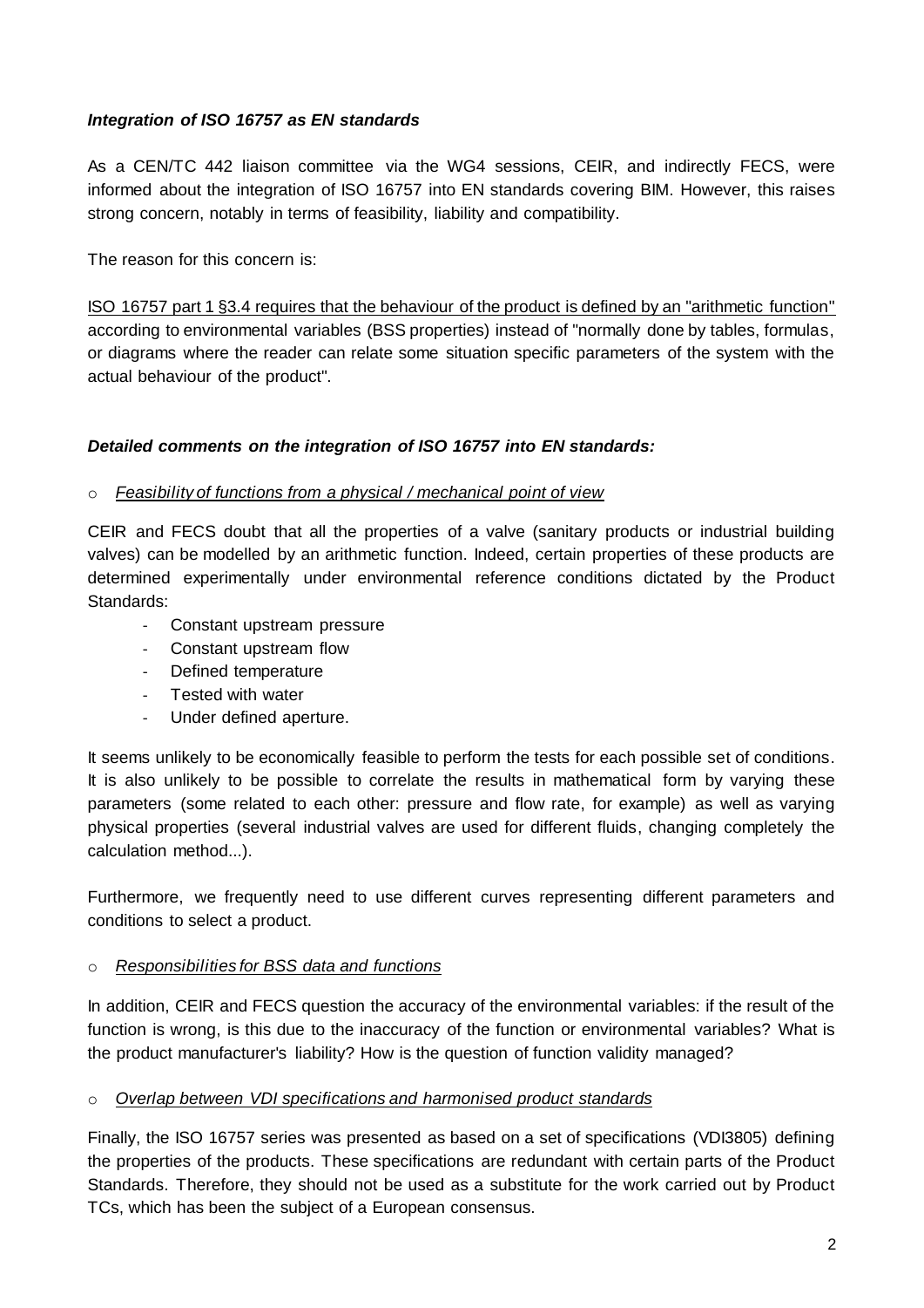### *Integration of ISO 16757 as EN standards*

As a CEN/TC 442 liaison committee via the WG4 sessions, CEIR, and indirectly FECS, were informed about the integration of ISO 16757 into EN standards covering BIM. However, this raises strong concern, notably in terms of feasibility, liability and compatibility.

The reason for this concern is:

<u>ISO 16757 part 1 §3.4 requires that the behaviour of the product is defined by an "arithmetic function"</u> according to environmental variables (BSS properties) instead of "normally done by tables, formulas, or diagrams where the reader can relate some situation specific parameters of the system with the actual behaviour of the product".

### *Detailed comments on the integration of ISO 16757 into EN standards:*

- *<u>Feasibility of functions from a physical / mechanical point of view</u>*

CEIR and FECS doubt that all the properties of a valve (sanitary products or industrial building valves) can be modelled by an arithmetic function. Indeed, certain properties of these products are determined experimentally under environmental reference conditions dictated by the Product Standards:

- Constant upstream pressure
- Constant upstream flow
- Defined temperature
- Tested with water
- Under defined aperture.

It seems unlikely to be economically feasible to perform the tests for each possible set of conditions. It is also unlikely to be possible to correlate the results in mathematical form by varying these parameters (some related to each other: pressure and flow rate, for example) as well as varying physical properties (several industrial valves are used for different fluids, changing completely the calculation method...).

Furthermore, we frequently need to use different curves representing different parameters and conditions to select a product.

- *<u>Responsibilities for BSS data and functions</u>*

In addition, CEIR and FECS question the accuracy of the environmental variables: if the result of the function is wrong, is this due to the inaccuracy of the function or environmental variables? What is the product manufacturer's liability? How is the question of function validity managed?

- *<u>Overlap between VDI specifications and harmonised product standards</u>*

Finally, the ISO 16757 series was presented as based on a set of specifications (VDI3805) defining the properties of the products. These specifications are redundant with certain parts of the Product Standards. Therefore, they should not be used as a substitute for the work carried out by Product TCs, which has been the subject of a European consensus.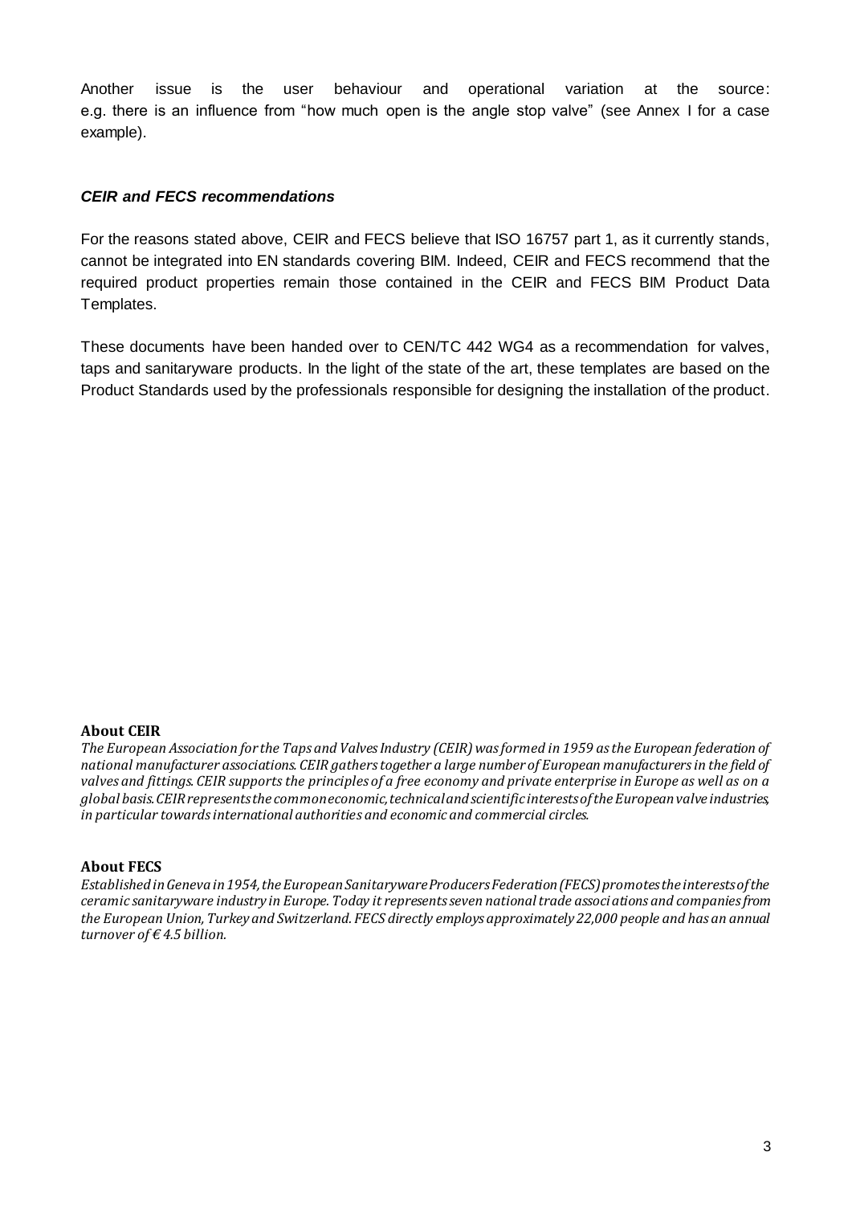Another issue is the user behaviour and operational variation at the source: e.g. there is an influence from "how much open is the angle stop valve" (see Annex I for a case example).

### *CEIR and FECS recommendations*

For the reasons stated above, CEIR and FECS believe that ISO 16757 part 1, as it currently stands, cannot be integrated into EN standards covering BIM. Indeed, CEIR and FECS recommend that the required product properties remain those contained in the CEIR and FECS BIM Product Data Templates.

These documents have been handed over to CEN/TC 442 WG4 as a recommendation for valves, taps and sanitaryware products. In the light of the state of the art, these templates are based on the Product Standards used by the professionals responsible for designing the installation of the product.

**About CEIR**

*The European Association for the Taps and Valves Industry (CEIR) was formed in 1959 as the European federation of national manufacturer associations. CEIR gathers together a large number of European manufacturers in the field of valves and fittings. CEIR supports the principles of a free economy and private enterprise in Europe as well as on a global basis. CEIR represents the common economic, technical and scientific interests of the European valve industries, in particular towards international authorities and economic and commercial circles.*

**About FECS**

*Established in Geneva in 1954, the European Sanitaryware Producers Federation (FECS) promotes the interests of the ceramic sanitaryware industry in Europe. Today it represents seven national trade associations and companies from the European Union, Turkey and Switzerland. FECS directly employs approximately 22,000 people and has an annual turnover of € 4.5 billion.*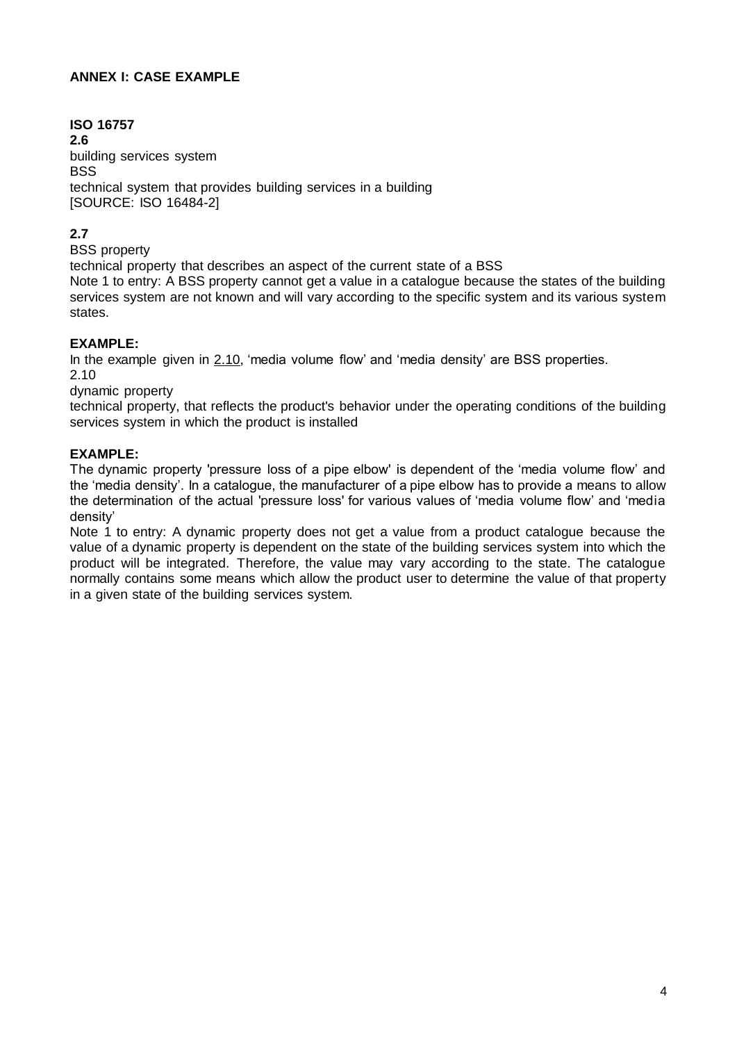## ANNEX I: CASE EXAMPLE

**ISO 16757**

**2.6**

building services system

BSS

technical system that provides building services in a building

[SOURCE: ISO 16484-2]

**2.7**

BSS property

technical property that describes an aspect of the current state of a BSS

Note 1 to entry: A BSS property cannot get a value in a catalogue because the states of the building services system are not known and will vary according to the specific system and its various system states.

**EXAMPLE:**

In the example given in 2.10, 'media volume flow' and 'media density' are BSS properties.

2.10

dynamic property

technical property, that reflects the product's behavior under the operating conditions of the building services system in which the product is installed

**EXAMPLE:**

The dynamic property 'pressure loss of a pipe elbow' is dependent of the 'media volume flow' and the 'media density'. In a catalogue, the manufacturer of a pipe elbow has to provide a means to allow the determination of the actual 'pressure loss' for various values of 'media volume flow' and 'media density'

Note 1 to entry: A dynamic property does not get a value from a product catalogue because the value of a dynamic property is dependent on the state of the building services system into which the product will be integrated. Therefore, the value may vary according to the state. The catalogue normally contains some means which allow the product user to determine the value of that property in a given state of the building services system.